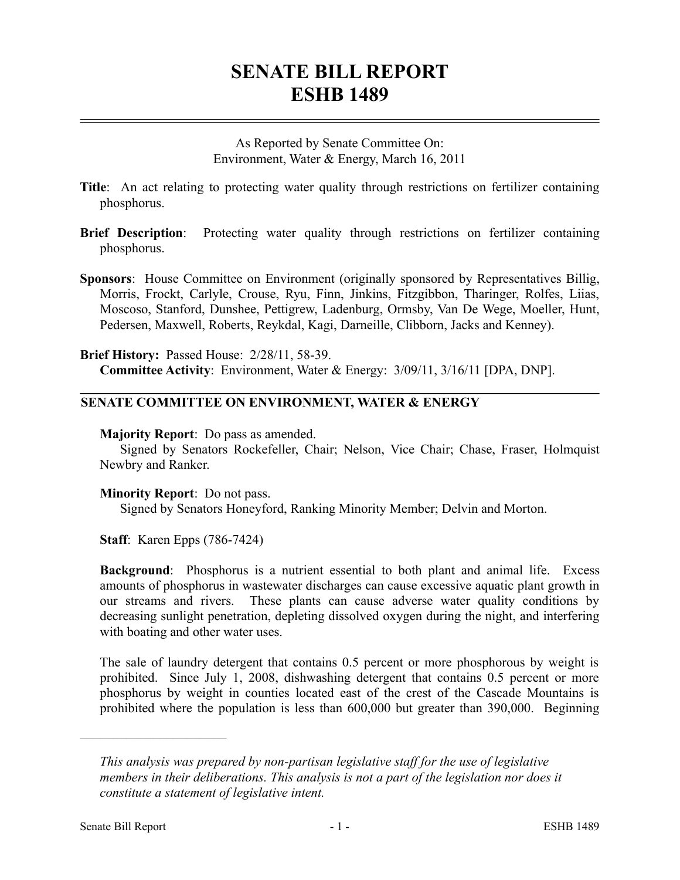# SENATE BILL REPORT
# ESHB 1489

As Reported by Senate Committee On:
Environment, Water & Energy, March 16, 2011

**Title**: An act relating to protecting water quality through restrictions on fertilizer containing phosphorus.

**Brief Description**: Protecting water quality through restrictions on fertilizer containing phosphorus.

**Sponsors**: House Committee on Environment (originally sponsored by Representatives Billig, Morris, Frockt, Carlyle, Crouse, Ryu, Finn, Jinkins, Fitzgibbon, Tharinger, Rolfes, Liias, Moscoso, Stanford, Dunshee, Pettigrew, Ladenburg, Ormsby, Van De Wege, Moeller, Hunt, Pedersen, Maxwell, Roberts, Reykdal, Kagi, Darneille, Clibborn, Jacks and Kenney).

**Brief History:** Passed House: 2/28/11, 58-39.
**Committee Activity**: Environment, Water & Energy: 3/09/11, 3/16/11 [DPA, DNP].

## SENATE COMMITTEE ON ENVIRONMENT, WATER & ENERGY

**Majority Report**: Do pass as amended.
Signed by Senators Rockefeller, Chair; Nelson, Vice Chair; Chase, Fraser, Holmquist Newbry and Ranker.

**Minority Report**: Do not pass.
Signed by Senators Honeyford, Ranking Minority Member; Delvin and Morton.

**Staff**: Karen Epps (786-7424)

**Background**: Phosphorus is a nutrient essential to both plant and animal life. Excess amounts of phosphorus in wastewater discharges can cause excessive aquatic plant growth in our streams and rivers. These plants can cause adverse water quality conditions by decreasing sunlight penetration, depleting dissolved oxygen during the night, and interfering with boating and other water uses.

The sale of laundry detergent that contains 0.5 percent or more phosphorous by weight is prohibited. Since July 1, 2008, dishwashing detergent that contains 0.5 percent or more phosphorus by weight in counties located east of the crest of the Cascade Mountains is prohibited where the population is less than 600,000 but greater than 390,000. Beginning

---

*This analysis was prepared by non-partisan legislative staff for the use of legislative members in their deliberations. This analysis is not a part of the legislation nor does it constitute a statement of legislative intent.*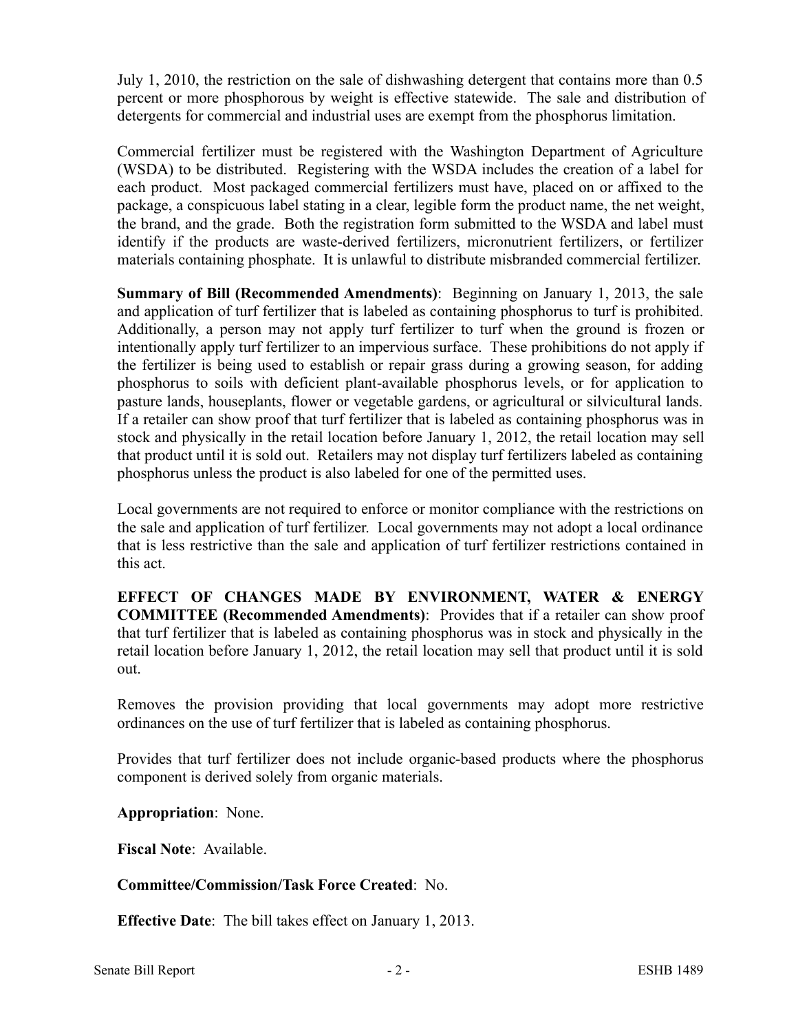July 1, 2010, the restriction on the sale of dishwashing detergent that contains more than 0.5 percent or more phosphorous by weight is effective statewide. The sale and distribution of detergents for commercial and industrial uses are exempt from the phosphorus limitation.

Commercial fertilizer must be registered with the Washington Department of Agriculture (WSDA) to be distributed. Registering with the WSDA includes the creation of a label for each product. Most packaged commercial fertilizers must have, placed on or affixed to the package, a conspicuous label stating in a clear, legible form the product name, the net weight, the brand, and the grade. Both the registration form submitted to the WSDA and label must identify if the products are waste-derived fertilizers, micronutrient fertilizers, or fertilizer materials containing phosphate. It is unlawful to distribute misbranded commercial fertilizer.

**Summary of Bill (Recommended Amendments)**: Beginning on January 1, 2013, the sale and application of turf fertilizer that is labeled as containing phosphorus to turf is prohibited. Additionally, a person may not apply turf fertilizer to turf when the ground is frozen or intentionally apply turf fertilizer to an impervious surface. These prohibitions do not apply if the fertilizer is being used to establish or repair grass during a growing season, for adding phosphorus to soils with deficient plant-available phosphorus levels, or for application to pasture lands, houseplants, flower or vegetable gardens, or agricultural or silvicultural lands. If a retailer can show proof that turf fertilizer that is labeled as containing phosphorus was in stock and physically in the retail location before January 1, 2012, the retail location may sell that product until it is sold out. Retailers may not display turf fertilizers labeled as containing phosphorus unless the product is also labeled for one of the permitted uses.

Local governments are not required to enforce or monitor compliance with the restrictions on the sale and application of turf fertilizer. Local governments may not adopt a local ordinance that is less restrictive than the sale and application of turf fertilizer restrictions contained in this act.

**EFFECT OF CHANGES MADE BY ENVIRONMENT, WATER & ENERGY COMMITTEE (Recommended Amendments)**: Provides that if a retailer can show proof that turf fertilizer that is labeled as containing phosphorus was in stock and physically in the retail location before January 1, 2012, the retail location may sell that product until it is sold out.

Removes the provision providing that local governments may adopt more restrictive ordinances on the use of turf fertilizer that is labeled as containing phosphorus.

Provides that turf fertilizer does not include organic-based products where the phosphorus component is derived solely from organic materials.

**Appropriation**: None.

**Fiscal Note**: Available.

**Committee/Commission/Task Force Created**: No.

**Effective Date**: The bill takes effect on January 1, 2013.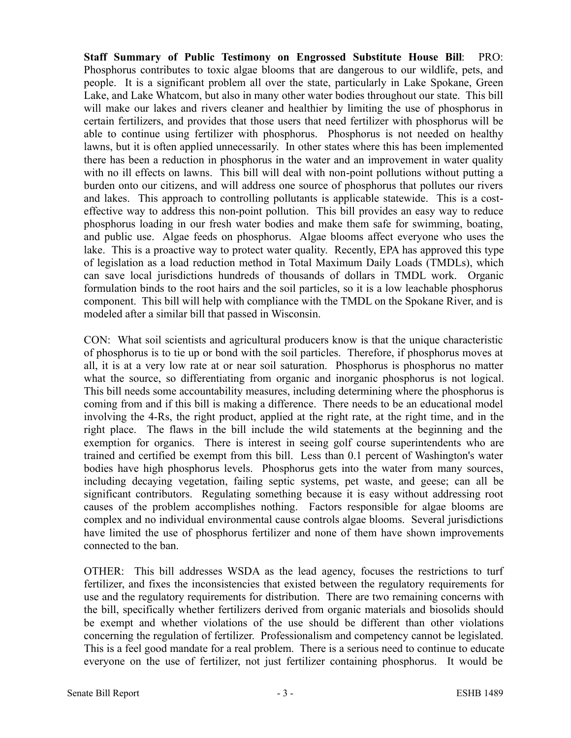**Staff Summary of Public Testimony on Engrossed Substitute House Bill**: PRO: Phosphorus contributes to toxic algae blooms that are dangerous to our wildlife, pets, and people. It is a significant problem all over the state, particularly in Lake Spokane, Green Lake, and Lake Whatcom, but also in many other water bodies throughout our state. This bill will make our lakes and rivers cleaner and healthier by limiting the use of phosphorus in certain fertilizers, and provides that those users that need fertilizer with phosphorus will be able to continue using fertilizer with phosphorus. Phosphorus is not needed on healthy lawns, but it is often applied unnecessarily. In other states where this has been implemented there has been a reduction in phosphorus in the water and an improvement in water quality with no ill effects on lawns. This bill will deal with non-point pollutions without putting a burden onto our citizens, and will address one source of phosphorus that pollutes our rivers and lakes. This approach to controlling pollutants is applicable statewide. This is a cost-effective way to address this non-point pollution. This bill provides an easy way to reduce phosphorus loading in our fresh water bodies and make them safe for swimming, boating, and public use. Algae feeds on phosphorus. Algae blooms affect everyone who uses the lake. This is a proactive way to protect water quality. Recently, EPA has approved this type of legislation as a load reduction method in Total Maximum Daily Loads (TMDLs), which can save local jurisdictions hundreds of thousands of dollars in TMDL work. Organic formulation binds to the root hairs and the soil particles, so it is a low leachable phosphorus component. This bill will help with compliance with the TMDL on the Spokane River, and is modeled after a similar bill that passed in Wisconsin.

CON: What soil scientists and agricultural producers know is that the unique characteristic of phosphorus is to tie up or bond with the soil particles. Therefore, if phosphorus moves at all, it is at a very low rate at or near soil saturation. Phosphorus is phosphorus no matter what the source, so differentiating from organic and inorganic phosphorus is not logical. This bill needs some accountability measures, including determining where the phosphorus is coming from and if this bill is making a difference. There needs to be an educational model involving the 4-Rs, the right product, applied at the right rate, at the right time, and in the right place. The flaws in the bill include the wild statements at the beginning and the exemption for organics. There is interest in seeing golf course superintendents who are trained and certified be exempt from this bill. Less than 0.1 percent of Washington's water bodies have high phosphorus levels. Phosphorus gets into the water from many sources, including decaying vegetation, failing septic systems, pet waste, and geese; can all be significant contributors. Regulating something because it is easy without addressing root causes of the problem accomplishes nothing. Factors responsible for algae blooms are complex and no individual environmental cause controls algae blooms. Several jurisdictions have limited the use of phosphorus fertilizer and none of them have shown improvements connected to the ban.

OTHER: This bill addresses WSDA as the lead agency, focuses the restrictions to turf fertilizer, and fixes the inconsistencies that existed between the regulatory requirements for use and the regulatory requirements for distribution. There are two remaining concerns with the bill, specifically whether fertilizers derived from organic materials and biosolids should be exempt and whether violations of the use should be different than other violations concerning the regulation of fertilizer. Professionalism and competency cannot be legislated. This is a feel good mandate for a real problem. There is a serious need to continue to educate everyone on the use of fertilizer, not just fertilizer containing phosphorus. It would be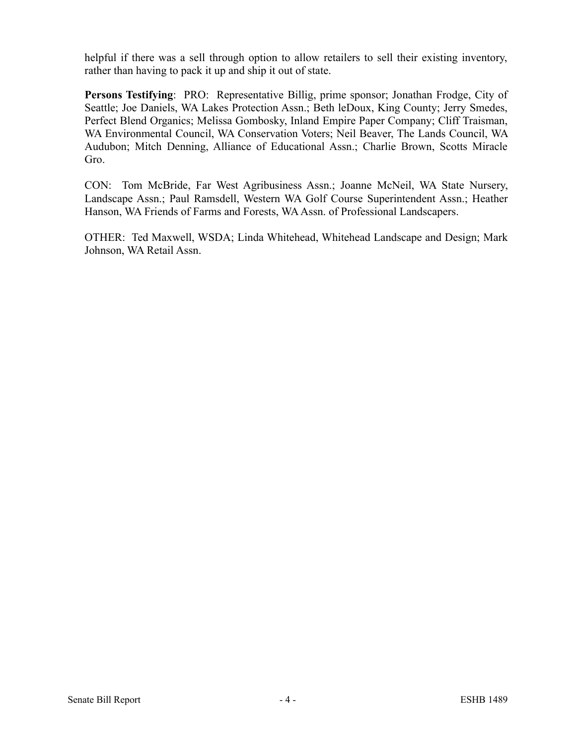helpful if there was a sell through option to allow retailers to sell their existing inventory, rather than having to pack it up and ship it out of state.

**Persons Testifying**: PRO: Representative Billig, prime sponsor; Jonathan Frodge, City of Seattle; Joe Daniels, WA Lakes Protection Assn.; Beth leDoux, King County; Jerry Smedes, Perfect Blend Organics; Melissa Gombosky, Inland Empire Paper Company; Cliff Traisman, WA Environmental Council, WA Conservation Voters; Neil Beaver, The Lands Council, WA Audubon; Mitch Denning, Alliance of Educational Assn.; Charlie Brown, Scotts Miracle Gro.

CON: Tom McBride, Far West Agribusiness Assn.; Joanne McNeil, WA State Nursery, Landscape Assn.; Paul Ramsdell, Western WA Golf Course Superintendent Assn.; Heather Hanson, WA Friends of Farms and Forests, WA Assn. of Professional Landscapers.

OTHER: Ted Maxwell, WSDA; Linda Whitehead, Whitehead Landscape and Design; Mark Johnson, WA Retail Assn.